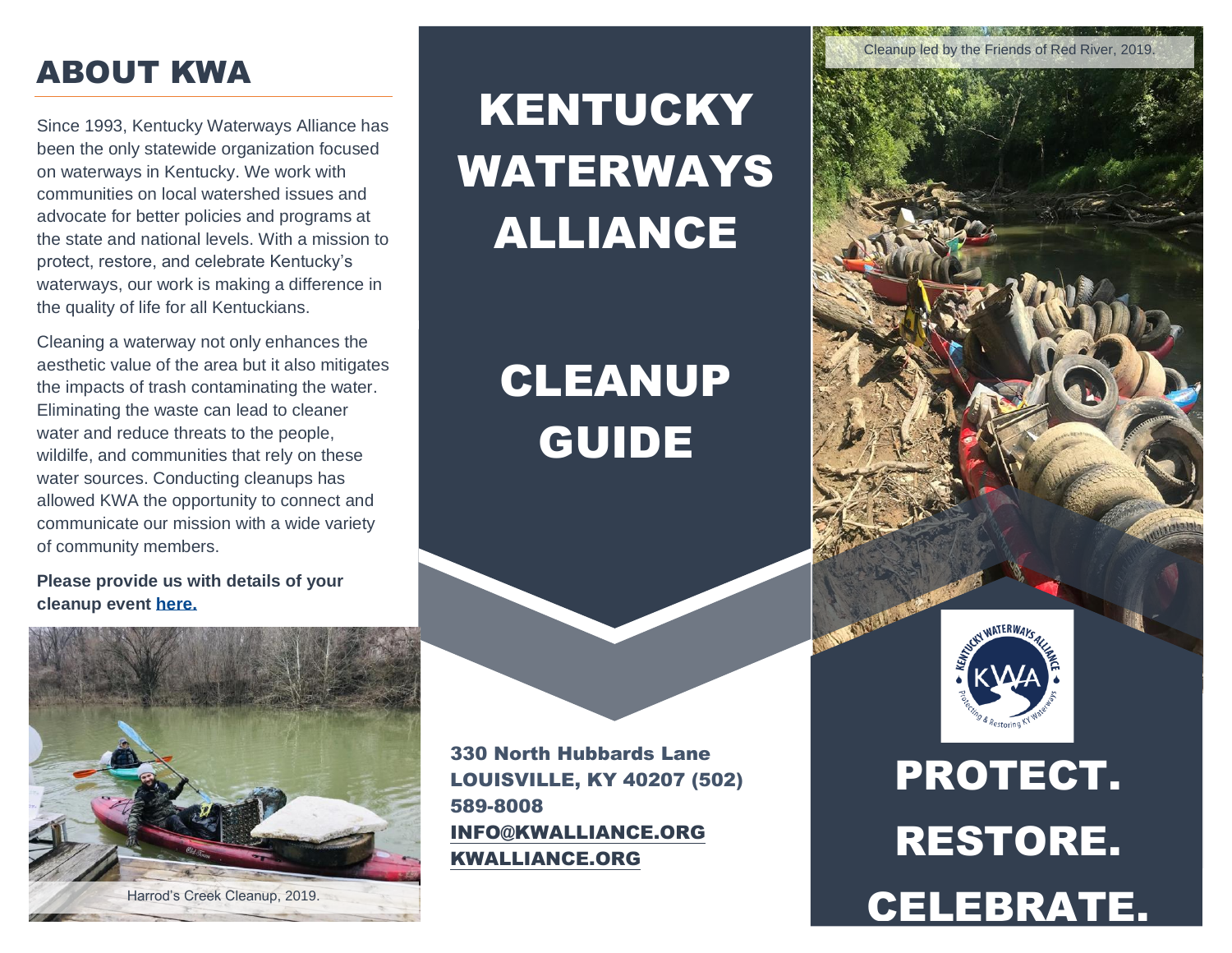## ABOUT KWA

Since 1993, Kentucky Waterways Alliance has been the only statewide organization focused on waterways in Kentucky. We work with communities on local watershed issues and advocate for better policies and programs at the state and national levels. With a mission to protect, restore, and celebrate Kentucky's waterways, our work is making a difference in the quality of life for all Kentuckians.

Cleaning a waterway not only enhances the aesthetic value of the area but it also mitigates the impacts of trash contaminating the water. Eliminating the waste can lead to cleaner water and reduce threats to the people, wildilfe, and communities that rely on these water sources. Conducting cleanups has allowed KWA the opportunity to connect and communicate our mission with a wide variety of community members.

**Please provide us with details of your cleanup event here.**

Harrod's Creek Cleanup, 2019.

# KENTUCKY WATERWAYS ALLIANCE

# CLEANUP GUIDE

330 North Hubbards Lane
LOUISVILLE, KY 40207 (502) 589-8008
INFO@KWALLIANCE.ORG
KWALLIANCE.ORG

Cleanup led by the Friends of Red River, 2019.

PROTECT. RESTORE. CELEBRATE.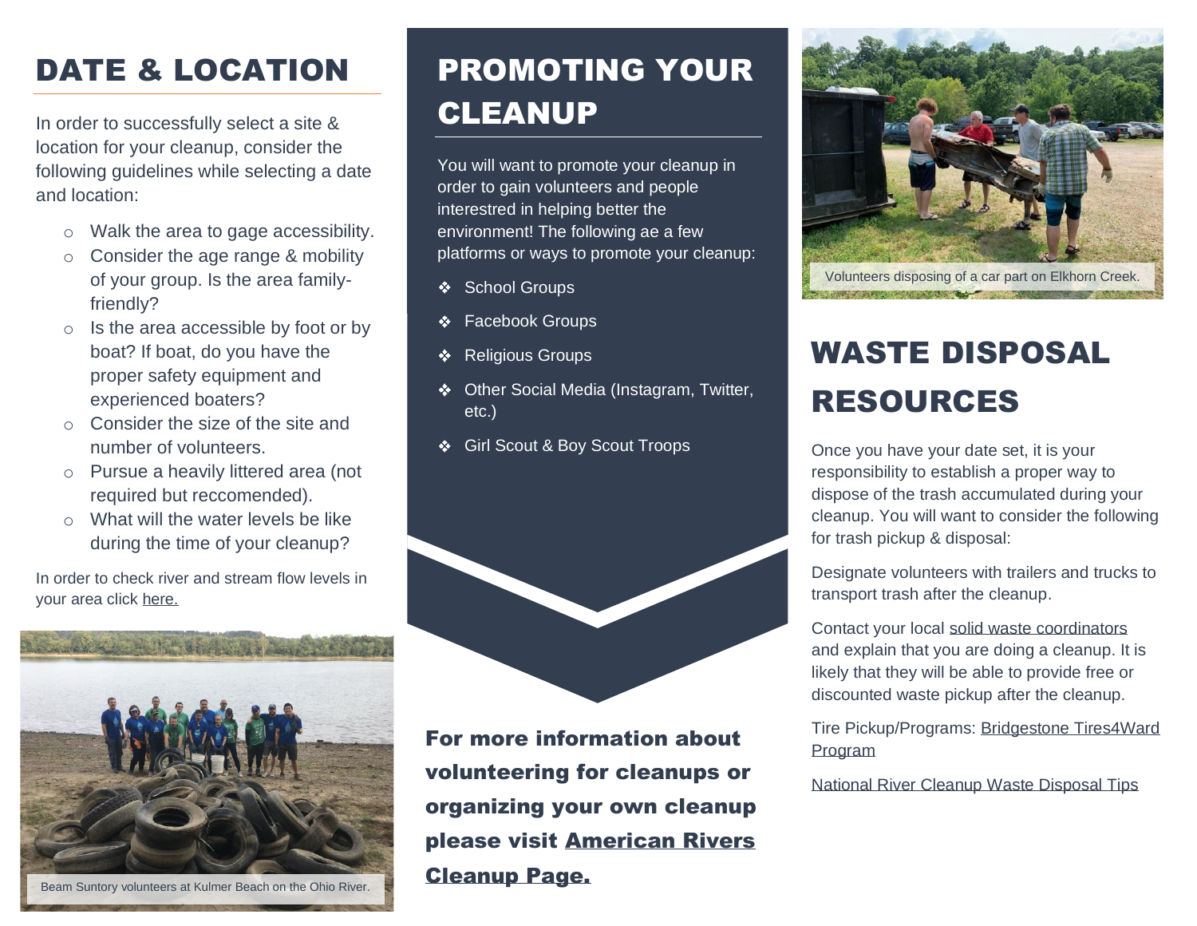# DATE & LOCATION

In order to successfully select a site & location for your cleanup, consider the following guidelines while selecting a date and location:

- Walk the area to gage accessibility.
- Consider the age range & mobility of your group. Is the area family-friendly?
- Is the area accessible by foot or by boat? If boat, do you have the proper safety equipment and experienced boaters?
- Consider the size of the site and number of volunteers.
- Pursue a heavily littered area (not required but reccomended).
- What will the water levels be like during the time of your cleanup?

In order to check river and stream flow levels in your area click here.

Beam Suntory volunteers at Kulmer Beach on the Ohio River.

# PROMOTING YOUR CLEANUP

You will want to promote your cleanup in order to gain volunteers and people interestred in helping better the environment! The following ae a few platforms or ways to promote your cleanup:

- School Groups
- Facebook Groups
- Religious Groups
- Other Social Media (Instagram, Twitter, etc.)
- Girl Scout & Boy Scout Troops

**For more information about volunteering for cleanups or organizing your own cleanup please visit American Rivers Cleanup Page.**

Volunteers disposing of a car part on Elkhorn Creek.

# WASTE DISPOSAL RESOURCES

Once you have your date set, it is your responsibility to establish a proper way to dispose of the trash accumulated during your cleanup. You will want to consider the following for trash pickup & disposal:

Designate volunteers with trailers and trucks to transport trash after the cleanup.

Contact your local solid waste coordinators and explain that you are doing a cleanup. It is likely that they will be able to provide free or discounted waste pickup after the cleanup.

Tire Pickup/Programs: Bridgestone Tires4Ward Program

National River Cleanup Waste Disposal Tips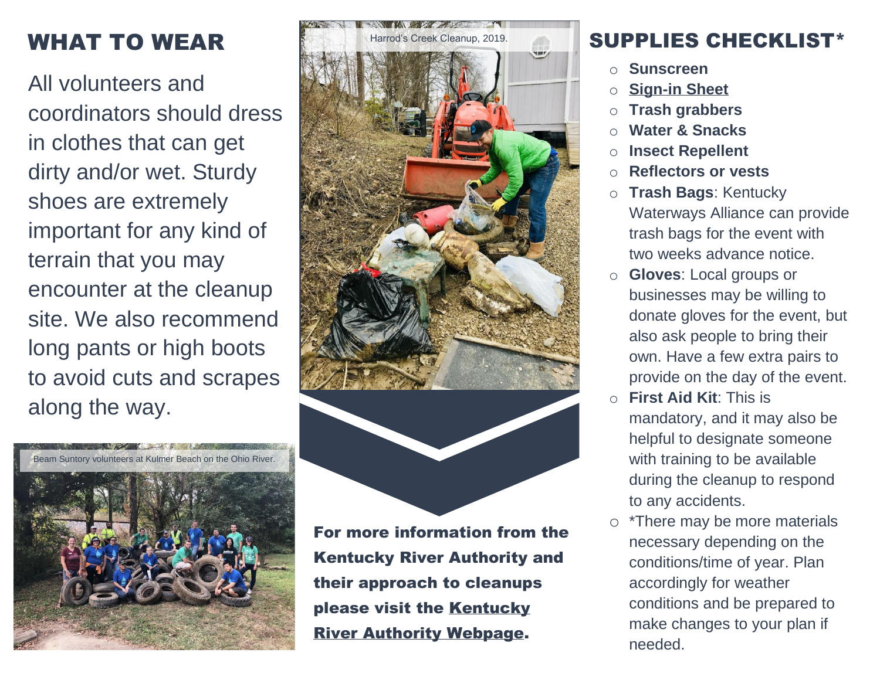## WHAT TO WEAR

All volunteers and coordinators should dress in clothes that can get dirty and/or wet. Sturdy shoes are extremely important for any kind of terrain that you may encounter at the cleanup site. We also recommend long pants or high boots to avoid cuts and scrapes along the way.

Beam Suntory volunteers at Kulmer Beach on the Ohio River.

Harrod's Creek Cleanup, 2019.

**For more information from the Kentucky River Authority and their approach to cleanups please visit the Kentucky River Authority Webpage.**

## SUPPLIES CHECKLIST*

- **Sunscreen**
- **Sign-in Sheet**
- **Trash grabbers**
- **Water & Snacks**
- **Insect Repellent**
- **Reflectors or vests**
- **Trash Bags**: Kentucky Waterways Alliance can provide trash bags for the event with two weeks advance notice.
- **Gloves**: Local groups or businesses may be willing to donate gloves for the event, but also ask people to bring their own. Have a few extra pairs to provide on the day of the event.
- **First Aid Kit**: This is mandatory, and it may also be helpful to designate someone with training to be available during the cleanup to respond to any accidents.
- *There may be more materials necessary depending on the conditions/time of year. Plan accordingly for weather conditions and be prepared to make changes to your plan if needed.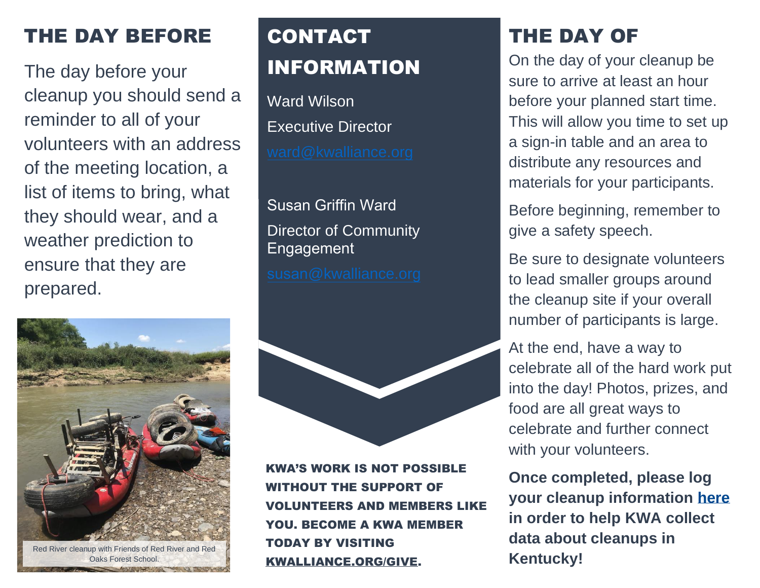## THE DAY BEFORE

The day before your cleanup you should send a reminder to all of your volunteers with an address of the meeting location, a list of items to bring, what they should wear, and a weather prediction to ensure that they are prepared.

Red River cleanup with Friends of Red River and Red Oaks Forest School.

## CONTACT INFORMATION

Ward Wilson

Executive Director

ward@kwalliance.org

Susan Griffin Ward

Director of Community Engagement

susan@kwalliance.org

**KWA'S WORK IS NOT POSSIBLE WITHOUT THE SUPPORT OF VOLUNTEERS AND MEMBERS LIKE YOU. BECOME A KWA MEMBER TODAY BY VISITING KWALLIANCE.ORG/GIVE.**

## THE DAY OF

On the day of your cleanup be sure to arrive at least an hour before your planned start time. This will allow you time to set up a sign-in table and an area to distribute any resources and materials for your participants.

Before beginning, remember to give a safety speech.

Be sure to designate volunteers to lead smaller groups around the cleanup site if your overall number of participants is large.

At the end, have a way to celebrate all of the hard work put into the day! Photos, prizes, and food are all great ways to celebrate and further connect with your volunteers.

**Once completed, please log your cleanup information here in order to help KWA collect data about cleanups in Kentucky!**